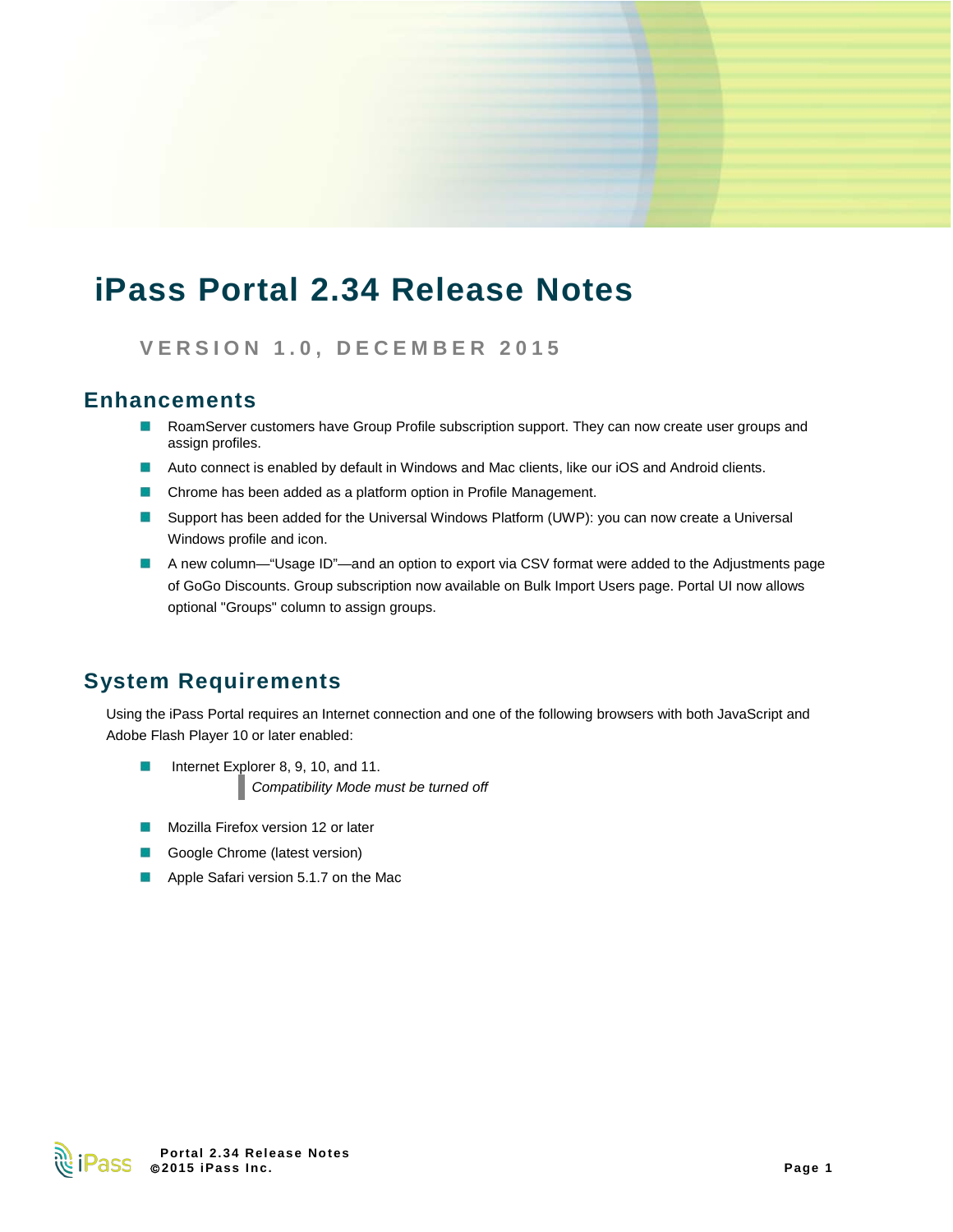# iPass Portal 2.34 Release Notes

### VERSION 1.0, DECEMBER 2015

## Enhancements

- RoamServer customers have Group Profile subscription support. They can now create user groups and assign profiles.
- Auto connect is enabled by default in Windows and Mac clients, like our iOS and Android clients.
- Chrome has been added as a platform option in Profile Management.
- Support has been added for the Universal Windows Platform (UWP): you can now create a Universal Windows profile and icon.
- A new column—"Usage ID"—and an option to export via CSV format were added to the Adjustments page of GoGo Discounts. Group subscription now available on Bulk Import Users page. Portal UI now allows optional "Groups" column to assign groups.

## System Requirements

Using the iPass Portal requires an Internet connection and one of the following browsers with both JavaScript and Adobe Flash Player 10 or later enabled:

- Internet Explorer 8, 9, 10, and 11.

  > *Compatibility Mode must be turned off*

- Mozilla Firefox version 12 or later
- Google Chrome (latest version)
- Apple Safari version 5.1.7 on the Mac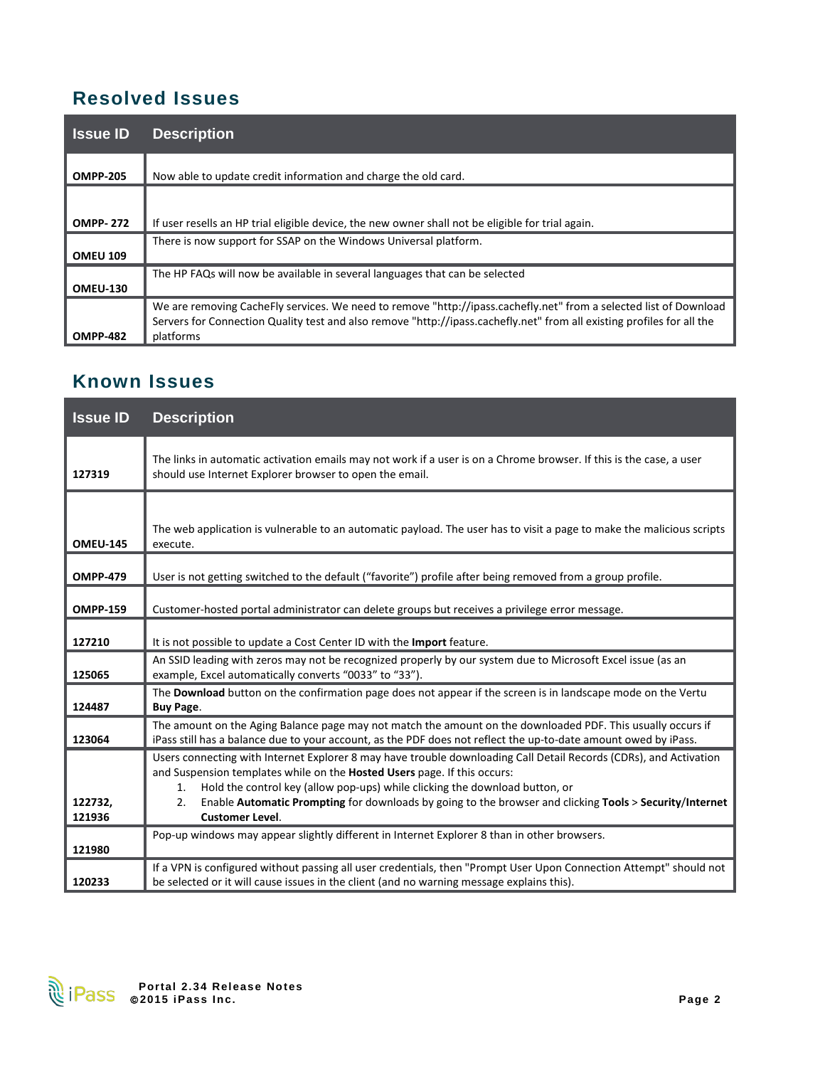## Resolved Issues

| Issue ID | Description |
|---|---|
| **OMPP-205** | Now able to update credit information and charge the old card. |
| **OMPP- 272** | If user resells an HP trial eligible device, the new owner shall not be eligible for trial again. |
| **OMEU 109** | There is now support for SSAP on the Windows Universal platform. |
| **OMEU-130** | The HP FAQs will now be available in several languages that can be selected |
| **OMPP-482** | We are removing CacheFly services. We need to remove "http://ipass.cachefly.net" from a selected list of Download Servers for Connection Quality test and also remove "http://ipass.cachefly.net" from all existing profiles for all the platforms |

## Known Issues

| Issue ID | Description |
|---|---|
| **127319** | The links in automatic activation emails may not work if a user is on a Chrome browser. If this is the case, a user should use Internet Explorer browser to open the email. |
| **OMEU-145** | The web application is vulnerable to an automatic payload. The user has to visit a page to make the malicious scripts execute. |
| **OMPP-479** | User is not getting switched to the default ("favorite") profile after being removed from a group profile. |
| **OMPP-159** | Customer-hosted portal administrator can delete groups but receives a privilege error message. |
| **127210** | It is not possible to update a Cost Center ID with the **Import** feature. |
| **125065** | An SSID leading with zeros may not be recognized properly by our system due to Microsoft Excel issue (as an example, Excel automatically converts "0033" to "33"). |
| **124487** | The **Download** button on the confirmation page does not appear if the screen is in landscape mode on the Vertu **Buy Page**. |
| **123064** | The amount on the Aging Balance page may not match the amount on the downloaded PDF. This usually occurs if iPass still has a balance due to your account, as the PDF does not reflect the up-to-date amount owed by iPass. |
| **122732, 121936** | Users connecting with Internet Explorer 8 may have trouble downloading Call Detail Records (CDRs), and Activation and Suspension templates while on the **Hosted Users** page. If this occurs:<br>1. Hold the control key (allow pop-ups) while clicking the download button, or<br>2. Enable **Automatic Prompting** for downloads by going to the browser and clicking **Tools** > **Security**/**Internet Customer Level**. |
| **121980** | Pop-up windows may appear slightly different in Internet Explorer 8 than in other browsers. |
| **120233** | If a VPN is configured without passing all user credentials, then "Prompt User Upon Connection Attempt" should not be selected or it will cause issues in the client (and no warning message explains this). |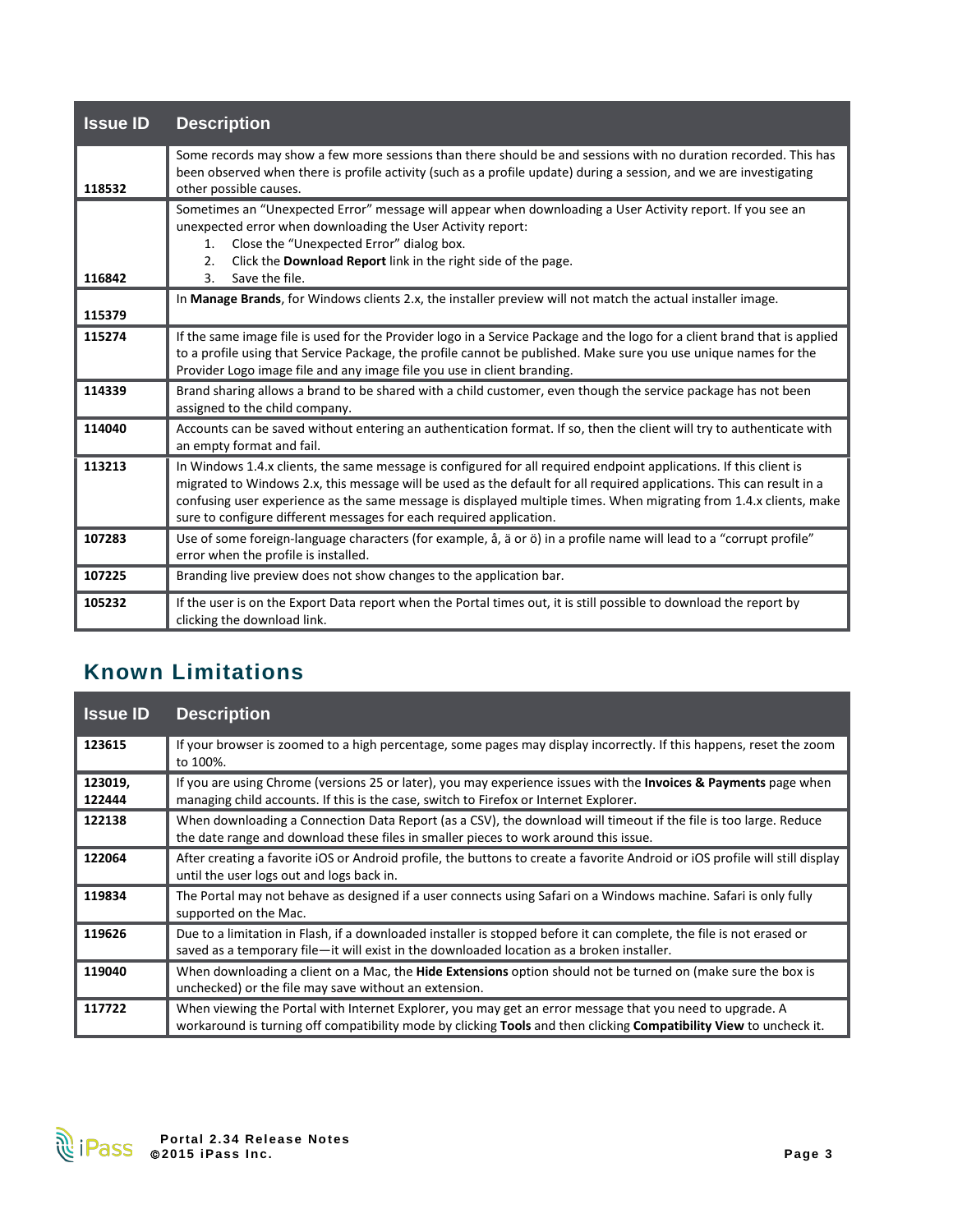| Issue ID | Description |
|---|---|
| 118532 | Some records may show a few more sessions than there should be and sessions with no duration recorded. This has been observed when there is profile activity (such as a profile update) during a session, and we are investigating other possible causes. |
| 116842 | Sometimes an “Unexpected Error” message will appear when downloading a User Activity report. If you see an unexpected error when downloading the User Activity report: 1. Close the “Unexpected Error” dialog box. 2. Click the **Download Report** link in the right side of the page. 3. Save the file. |
| 115379 | In **Manage Brands**, for Windows clients 2.x, the installer preview will not match the actual installer image. |
| 115274 | If the same image file is used for the Provider logo in a Service Package and the logo for a client brand that is applied to a profile using that Service Package, the profile cannot be published. Make sure you use unique names for the Provider Logo image file and any image file you use in client branding. |
| 114339 | Brand sharing allows a brand to be shared with a child customer, even though the service package has not been assigned to the child company. |
| 114040 | Accounts can be saved without entering an authentication format. If so, then the client will try to authenticate with an empty format and fail. |
| 113213 | In Windows 1.4.x clients, the same message is configured for all required endpoint applications. If this client is migrated to Windows 2.x, this message will be used as the default for all required applications. This can result in a confusing user experience as the same message is displayed multiple times. When migrating from 1.4.x clients, make sure to configure different messages for each required application. |
| 107283 | Use of some foreign-language characters (for example, å, ä or ö) in a profile name will lead to a “corrupt profile” error when the profile is installed. |
| 107225 | Branding live preview does not show changes to the application bar. |
| 105232 | If the user is on the Export Data report when the Portal times out, it is still possible to download the report by clicking the download link. |

## Known Limitations

| Issue ID | Description |
|---|---|
| 123615 | If your browser is zoomed to a high percentage, some pages may display incorrectly. If this happens, reset the zoom to 100%. |
| 123019, 122444 | If you are using Chrome (versions 25 or later), you may experience issues with the **Invoices & Payments** page when managing child accounts. If this is the case, switch to Firefox or Internet Explorer. |
| 122138 | When downloading a Connection Data Report (as a CSV), the download will timeout if the file is too large. Reduce the date range and download these files in smaller pieces to work around this issue. |
| 122064 | After creating a favorite iOS or Android profile, the buttons to create a favorite Android or iOS profile will still display until the user logs out and logs back in. |
| 119834 | The Portal may not behave as designed if a user connects using Safari on a Windows machine. Safari is only fully supported on the Mac. |
| 119626 | Due to a limitation in Flash, if a downloaded installer is stopped before it can complete, the file is not erased or saved as a temporary file—it will exist in the downloaded location as a broken installer. |
| 119040 | When downloading a client on a Mac, the **Hide Extensions** option should not be turned on (make sure the box is unchecked) or the file may save without an extension. |
| 117722 | When viewing the Portal with Internet Explorer, you may get an error message that you need to upgrade. A workaround is turning off compatibility mode by clicking **Tools** and then clicking **Compatibility View** to uncheck it. |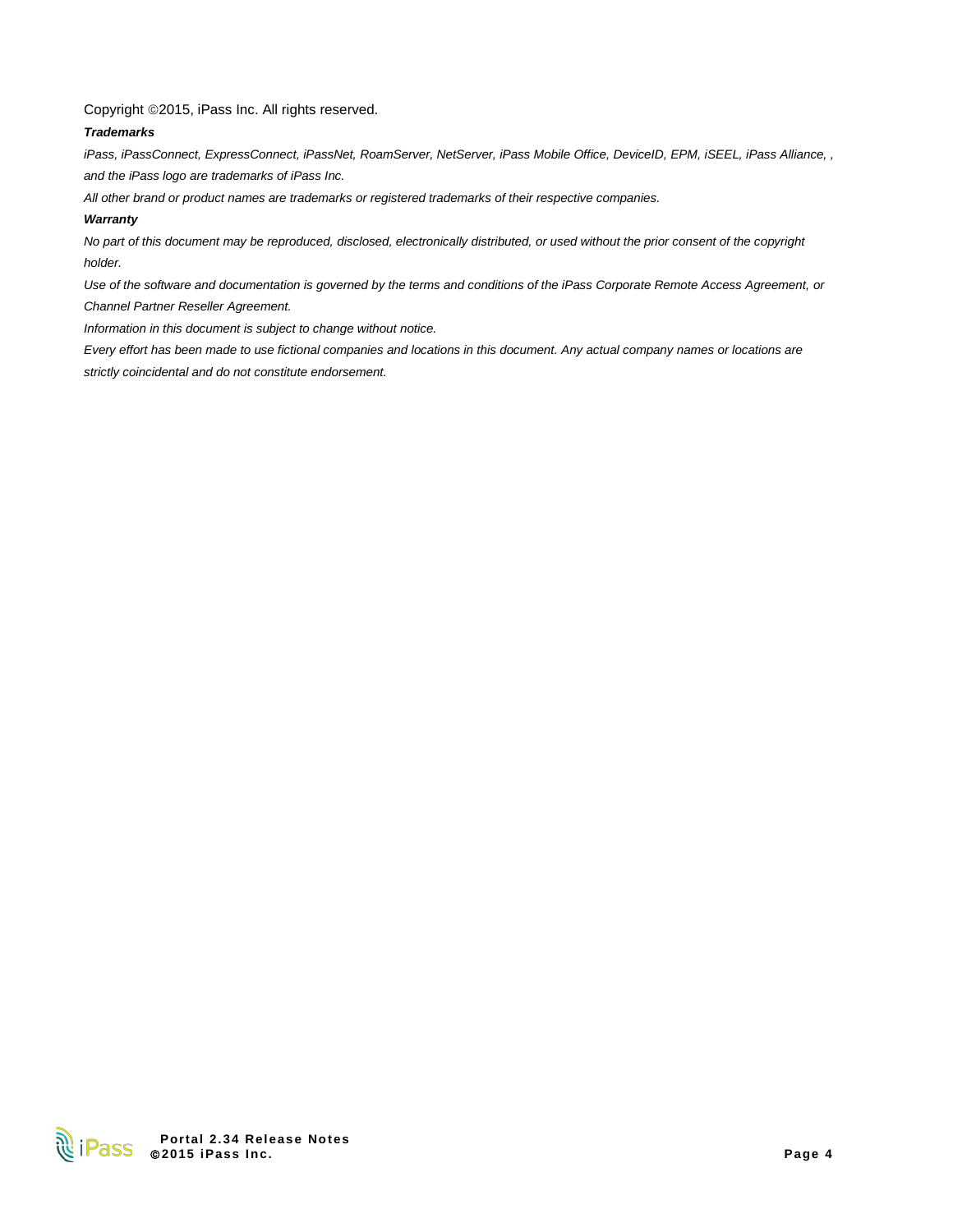Copyright ©2015, iPass Inc. All rights reserved.

***Trademarks***

*iPass, iPassConnect, ExpressConnect, iPassNet, RoamServer, NetServer, iPass Mobile Office, DeviceID, EPM, iSEEL, iPass Alliance, , and the iPass logo are trademarks of iPass Inc.*

*All other brand or product names are trademarks or registered trademarks of their respective companies.*

***Warranty***

*No part of this document may be reproduced, disclosed, electronically distributed, or used without the prior consent of the copyright holder.*

*Use of the software and documentation is governed by the terms and conditions of the iPass Corporate Remote Access Agreement, or Channel Partner Reseller Agreement.*

*Information in this document is subject to change without notice.*

*Every effort has been made to use fictional companies and locations in this document. Any actual company names or locations are strictly coincidental and do not constitute endorsement.*